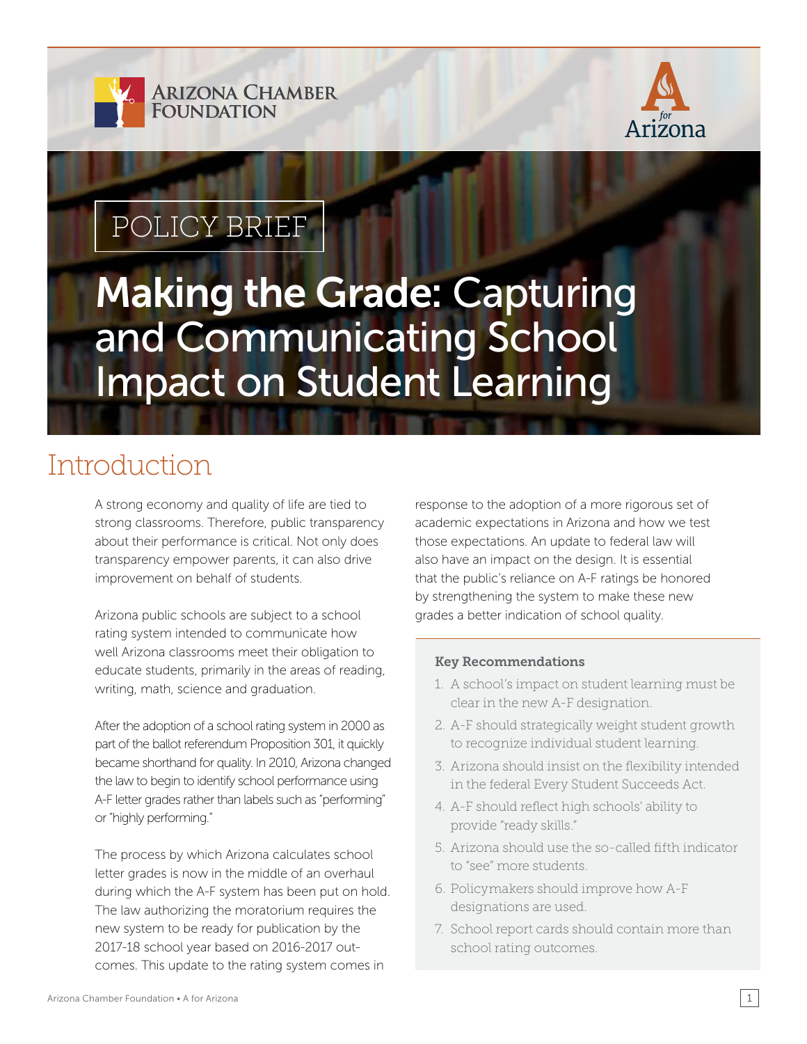Arizona Chamber Foundation

A for Arizona

POLICY BRIEF

# Making the Grade: Capturing and Communicating School Impact on Student Learning

## Introduction

A strong economy and quality of life are tied to strong classrooms. Therefore, public transparency about their performance is critical. Not only does transparency empower parents, it can also drive improvement on behalf of students.

Arizona public schools are subject to a school rating system intended to communicate how well Arizona classrooms meet their obligation to educate students, primarily in the areas of reading, writing, math, science and graduation.

After the adoption of a school rating system in 2000 as part of the ballot referendum Proposition 301, it quickly became shorthand for quality. In 2010, Arizona changed the law to begin to identify school performance using A-F letter grades rather than labels such as "performing" or "highly performing."

The process by which Arizona calculates school letter grades is now in the middle of an overhaul during which the A-F system has been put on hold. The law authorizing the moratorium requires the new system to be ready for publication by the 2017-18 school year based on 2016-2017 outcomes. This update to the rating system comes in response to the adoption of a more rigorous set of academic expectations in Arizona and how we test those expectations. An update to federal law will also have an impact on the design. It is essential that the public's reliance on A-F ratings be honored by strengthening the system to make these new grades a better indication of school quality.

**Key Recommendations**

1. A school's impact on student learning must be clear in the new A-F designation.
2. A-F should strategically weight student growth to recognize individual student learning.
3. Arizona should insist on the flexibility intended in the federal Every Student Succeeds Act.
4. A-F should reflect high schools' ability to provide "ready skills."
5. Arizona should use the so-called fifth indicator to "see" more students.
6. Policymakers should improve how A-F designations are used.
7. School report cards should contain more than school rating outcomes.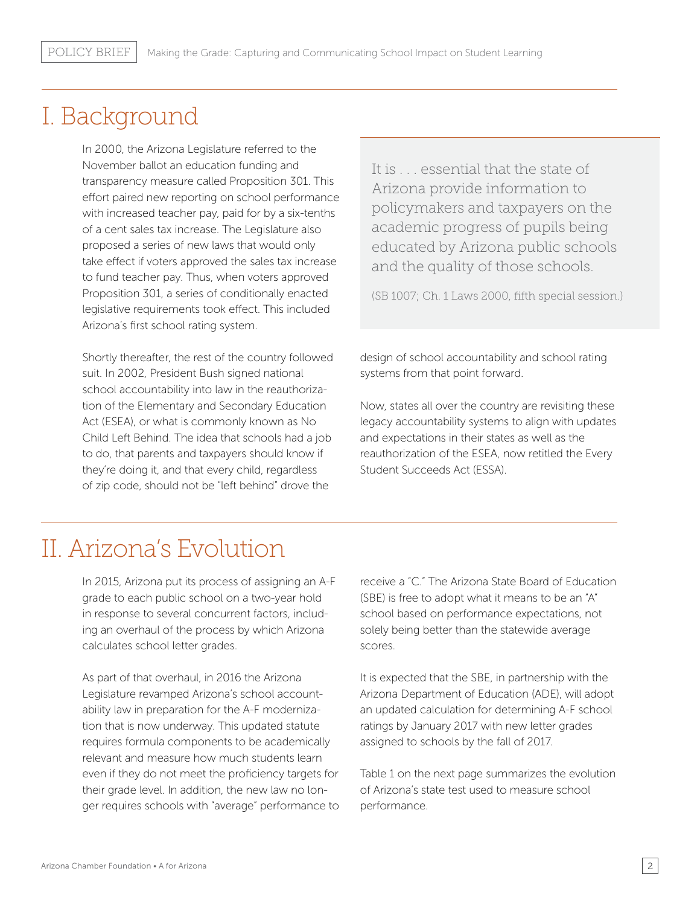# I. Background

In 2000, the Arizona Legislature referred to the November ballot an education funding and transparency measure called Proposition 301. This effort paired new reporting on school performance with increased teacher pay, paid for by a six-tenths of a cent sales tax increase. The Legislature also proposed a series of new laws that would only take effect if voters approved the sales tax increase to fund teacher pay. Thus, when voters approved Proposition 301, a series of conditionally enacted legislative requirements took effect. This included Arizona's first school rating system.

> It is . . . essential that the state of Arizona provide information to policymakers and taxpayers on the academic progress of pupils being educated by Arizona public schools and the quality of those schools.
>
> (SB 1007; Ch. 1 Laws 2000, fifth special session.)

Shortly thereafter, the rest of the country followed suit. In 2002, President Bush signed national school accountability into law in the reauthorization of the Elementary and Secondary Education Act (ESEA), or what is commonly known as No Child Left Behind. The idea that schools had a job to do, that parents and taxpayers should know if they're doing it, and that every child, regardless of zip code, should not be "left behind" drove the design of school accountability and school rating systems from that point forward.

Now, states all over the country are revisiting these legacy accountability systems to align with updates and expectations in their states as well as the reauthorization of the ESEA, now retitled the Every Student Succeeds Act (ESSA).

# II. Arizona's Evolution

In 2015, Arizona put its process of assigning an A-F grade to each public school on a two-year hold in response to several concurrent factors, including an overhaul of the process by which Arizona calculates school letter grades.

As part of that overhaul, in 2016 the Arizona Legislature revamped Arizona's school accountability law in preparation for the A-F modernization that is now underway. This updated statute requires formula components to be academically relevant and measure how much students learn even if they do not meet the proficiency targets for their grade level. In addition, the new law no longer requires schools with "average" performance to receive a "C." The Arizona State Board of Education (SBE) is free to adopt what it means to be an "A" school based on performance expectations, not solely being better than the statewide average scores.

It is expected that the SBE, in partnership with the Arizona Department of Education (ADE), will adopt an updated calculation for determining A-F school ratings by January 2017 with new letter grades assigned to schools by the fall of 2017.

Table 1 on the next page summarizes the evolution of Arizona's state test used to measure school performance.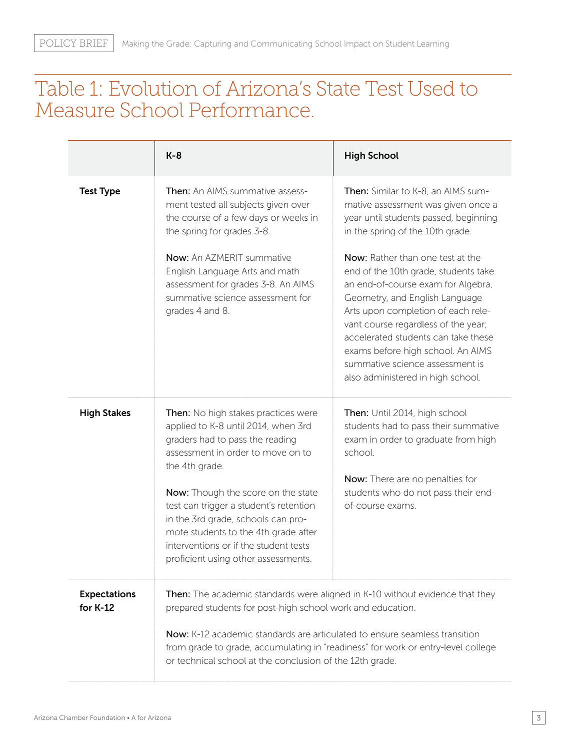# Table 1: Evolution of Arizona's State Test Used to Measure School Performance.

| | K-8 | High School |
|---|---|---|
| **Test Type** | **Then:** An AIMS summative assessment tested all subjects given over the course of a few days or weeks in the spring for grades 3-8.<br><br>**Now:** An AZMERIT summative English Language Arts and math assessment for grades 3-8. An AIMS summative science assessment for grades 4 and 8. | **Then:** Similar to K-8, an AIMS summative assessment was given once a year until students passed, beginning in the spring of the 10th grade.<br><br>**Now:** Rather than one test at the end of the 10th grade, students take an end-of-course exam for Algebra, Geometry, and English Language Arts upon completion of each relevant course regardless of the year; accelerated students can take these exams before high school. An AIMS summative science assessment is also administered in high school. |
| **High Stakes** | **Then:** No high stakes practices were applied to K-8 until 2014, when 3rd graders had to pass the reading assessment in order to move on to the 4th grade.<br><br>**Now:** Though the score on the state test can trigger a student's retention in the 3rd grade, schools can promote students to the 4th grade after interventions or if the student tests proficient using other assessments. | **Then:** Until 2014, high school students had to pass their summative exam in order to graduate from high school.<br><br>**Now:** There are no penalties for students who do not pass their end-of-course exams. |
| **Expectations for K-12** | **Then:** The academic standards were aligned in K-10 without evidence that they prepared students for post-high school work and education.<br><br>**Now:** K-12 academic standards are articulated to ensure seamless transition from grade to grade, accumulating in "readiness" for work or entry-level college or technical school at the conclusion of the 12th grade. | |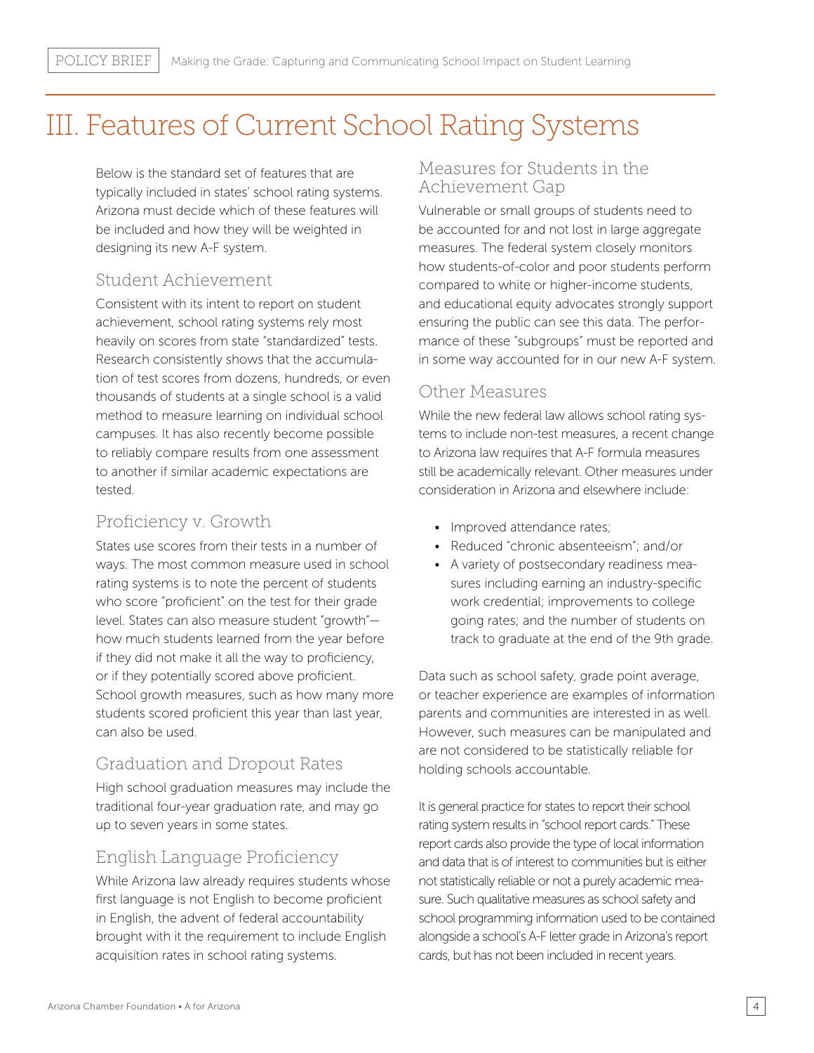# III. Features of Current School Rating Systems

Below is the standard set of features that are typically included in states' school rating systems. Arizona must decide which of these features will be included and how they will be weighted in designing its new A-F system.

## Student Achievement

Consistent with its intent to report on student achievement, school rating systems rely most heavily on scores from state "standardized" tests. Research consistently shows that the accumulation of test scores from dozens, hundreds, or even thousands of students at a single school is a valid method to measure learning on individual school campuses. It has also recently become possible to reliably compare results from one assessment to another if similar academic expectations are tested.

## Proficiency v. Growth

States use scores from their tests in a number of ways. The most common measure used in school rating systems is to note the percent of students who score "proficient" on the test for their grade level. States can also measure student "growth"—how much students learned from the year before if they did not make it all the way to proficiency, or if they potentially scored above proficient. School growth measures, such as how many more students scored proficient this year than last year, can also be used.

## Graduation and Dropout Rates

High school graduation measures may include the traditional four-year graduation rate, and may go up to seven years in some states.

## English Language Proficiency

While Arizona law already requires students whose first language is not English to become proficient in English, the advent of federal accountability brought with it the requirement to include English acquisition rates in school rating systems.

## Measures for Students in the Achievement Gap

Vulnerable or small groups of students need to be accounted for and not lost in large aggregate measures. The federal system closely monitors how students-of-color and poor students perform compared to white or higher-income students, and educational equity advocates strongly support ensuring the public can see this data. The performance of these "subgroups" must be reported and in some way accounted for in our new A-F system.

## Other Measures

While the new federal law allows school rating systems to include non-test measures, a recent change to Arizona law requires that A-F formula measures still be academically relevant. Other measures under consideration in Arizona and elsewhere include:

- Improved attendance rates;
- Reduced "chronic absenteeism"; and/or
- A variety of postsecondary readiness measures including earning an industry-specific work credential; improvements to college going rates; and the number of students on track to graduate at the end of the 9th grade.

Data such as school safety, grade point average, or teacher experience are examples of information parents and communities are interested in as well. However, such measures can be manipulated and are not considered to be statistically reliable for holding schools accountable.

It is general practice for states to report their school rating system results in "school report cards." These report cards also provide the type of local information and data that is of interest to communities but is either not statistically reliable or not a purely academic measure. Such qualitative measures as school safety and school programming information used to be contained alongside a school's A-F letter grade in Arizona's report cards, but has not been included in recent years.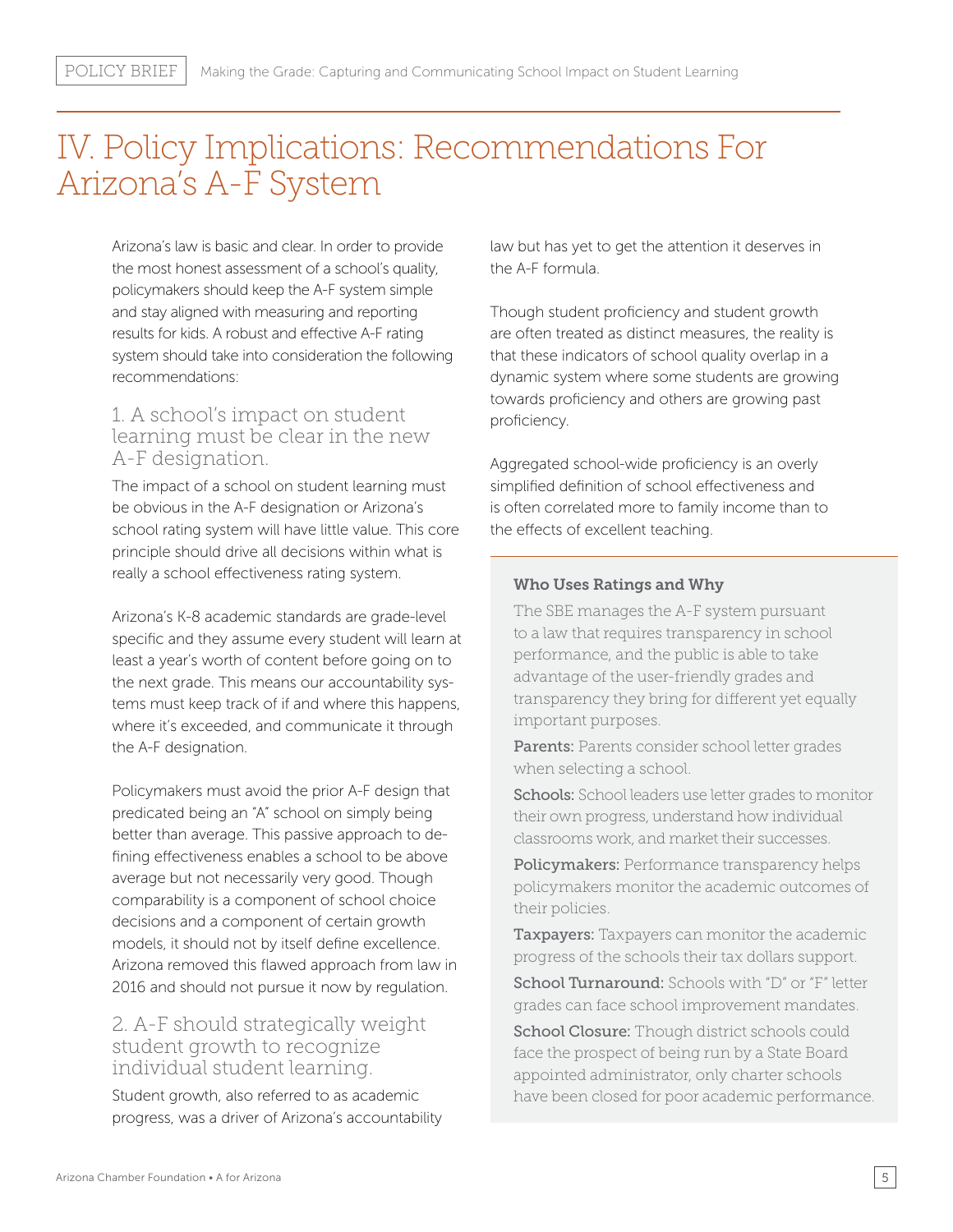# IV. Policy Implications: Recommendations For Arizona's A-F System

Arizona's law is basic and clear. In order to provide the most honest assessment of a school's quality, policymakers should keep the A-F system simple and stay aligned with measuring and reporting results for kids. A robust and effective A-F rating system should take into consideration the following recommendations:

## 1. A school's impact on student learning must be clear in the new A-F designation.

The impact of a school on student learning must be obvious in the A-F designation or Arizona's school rating system will have little value. This core principle should drive all decisions within what is really a school effectiveness rating system.

Arizona's K-8 academic standards are grade-level specific and they assume every student will learn at least a year's worth of content before going on to the next grade. This means our accountability systems must keep track of if and where this happens, where it's exceeded, and communicate it through the A-F designation.

Policymakers must avoid the prior A-F design that predicated being an "A" school on simply being better than average. This passive approach to defining effectiveness enables a school to be above average but not necessarily very good. Though comparability is a component of school choice decisions and a component of certain growth models, it should not by itself define excellence. Arizona removed this flawed approach from law in 2016 and should not pursue it now by regulation.

## 2. A-F should strategically weight student growth to recognize individual student learning.

Student growth, also referred to as academic progress, was a driver of Arizona's accountability law but has yet to get the attention it deserves in the A-F formula.

Though student proficiency and student growth are often treated as distinct measures, the reality is that these indicators of school quality overlap in a dynamic system where some students are growing towards proficiency and others are growing past proficiency.

Aggregated school-wide proficiency is an overly simplified definition of school effectiveness and is often correlated more to family income than to the effects of excellent teaching.

### Who Uses Ratings and Why

The SBE manages the A-F system pursuant to a law that requires transparency in school performance, and the public is able to take advantage of the user-friendly grades and transparency they bring for different yet equally important purposes.

**Parents:** Parents consider school letter grades when selecting a school.

**Schools:** School leaders use letter grades to monitor their own progress, understand how individual classrooms work, and market their successes.

**Policymakers:** Performance transparency helps policymakers monitor the academic outcomes of their policies.

**Taxpayers:** Taxpayers can monitor the academic progress of the schools their tax dollars support.

**School Turnaround:** Schools with "D" or "F" letter grades can face school improvement mandates.

**School Closure:** Though district schools could face the prospect of being run by a State Board appointed administrator, only charter schools have been closed for poor academic performance.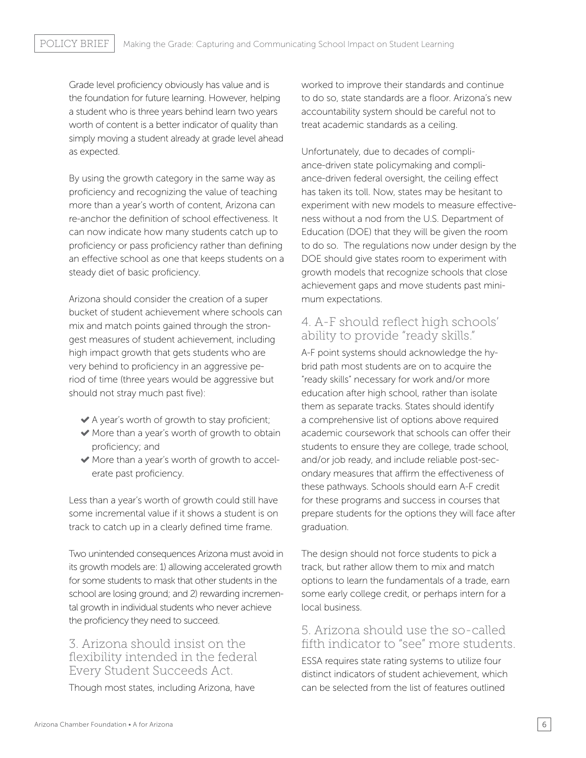Grade level proficiency obviously has value and is the foundation for future learning. However, helping a student who is three years behind learn two years worth of content is a better indicator of quality than simply moving a student already at grade level ahead as expected.

By using the growth category in the same way as proficiency and recognizing the value of teaching more than a year's worth of content, Arizona can re-anchor the definition of school effectiveness. It can now indicate how many students catch up to proficiency or pass proficiency rather than defining an effective school as one that keeps students on a steady diet of basic proficiency.

Arizona should consider the creation of a super bucket of student achievement where schools can mix and match points gained through the strongest measures of student achievement, including high impact growth that gets students who are very behind to proficiency in an aggressive period of time (three years would be aggressive but should not stray much past five):

- A year's worth of growth to stay proficient;
- More than a year's worth of growth to obtain proficiency; and
- More than a year's worth of growth to accelerate past proficiency.

Less than a year's worth of growth could still have some incremental value if it shows a student is on track to catch up in a clearly defined time frame.

Two unintended consequences Arizona must avoid in its growth models are: 1) allowing accelerated growth for some students to mask that other students in the school are losing ground; and 2) rewarding incremental growth in individual students who never achieve the proficiency they need to succeed.

## 3. Arizona should insist on the flexibility intended in the federal Every Student Succeeds Act.

Though most states, including Arizona, have worked to improve their standards and continue to do so, state standards are a floor. Arizona's new accountability system should be careful not to treat academic standards as a ceiling.

Unfortunately, due to decades of compliance-driven state policymaking and compliance-driven federal oversight, the ceiling effect has taken its toll. Now, states may be hesitant to experiment with new models to measure effectiveness without a nod from the U.S. Department of Education (DOE) that they will be given the room to do so. The regulations now under design by the DOE should give states room to experiment with growth models that recognize schools that close achievement gaps and move students past minimum expectations.

## 4. A-F should reflect high schools' ability to provide "ready skills."

A-F point systems should acknowledge the hybrid path most students are on to acquire the "ready skills" necessary for work and/or more education after high school, rather than isolate them as separate tracks. States should identify a comprehensive list of options above required academic coursework that schools can offer their students to ensure they are college, trade school, and/or job ready, and include reliable post-secondary measures that affirm the effectiveness of these pathways. Schools should earn A-F credit for these programs and success in courses that prepare students for the options they will face after graduation.

The design should not force students to pick a track, but rather allow them to mix and match options to learn the fundamentals of a trade, earn some early college credit, or perhaps intern for a local business.

## 5. Arizona should use the so-called fifth indicator to "see" more students.

ESSA requires state rating systems to utilize four distinct indicators of student achievement, which can be selected from the list of features outlined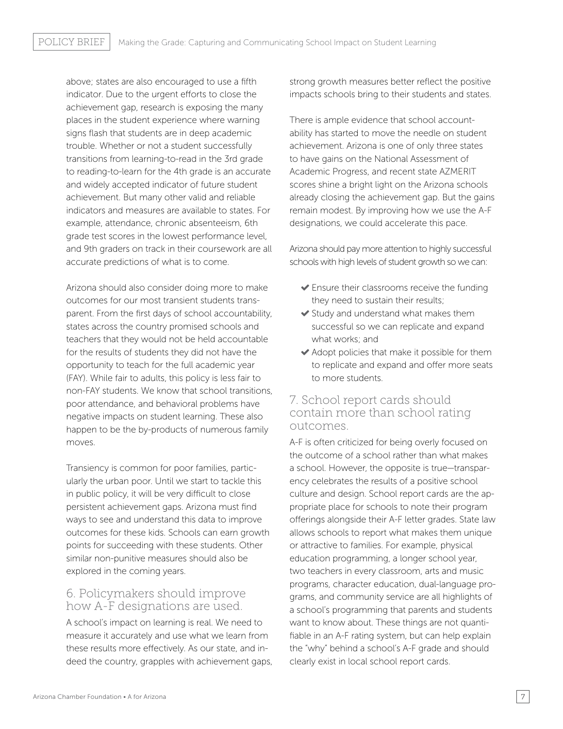above; states are also encouraged to use a fifth indicator. Due to the urgent efforts to close the achievement gap, research is exposing the many places in the student experience where warning signs flash that students are in deep academic trouble. Whether or not a student successfully transitions from learning-to-read in the 3rd grade to reading-to-learn for the 4th grade is an accurate and widely accepted indicator of future student achievement. But many other valid and reliable indicators and measures are available to states. For example, attendance, chronic absenteeism, 6th grade test scores in the lowest performance level, and 9th graders on track in their coursework are all accurate predictions of what is to come.

Arizona should also consider doing more to make outcomes for our most transient students transparent. From the first days of school accountability, states across the country promised schools and teachers that they would not be held accountable for the results of students they did not have the opportunity to teach for the full academic year (FAY). While fair to adults, this policy is less fair to non-FAY students. We know that school transitions, poor attendance, and behavioral problems have negative impacts on student learning. These also happen to be the by-products of numerous family moves.

Transiency is common for poor families, particularly the urban poor. Until we start to tackle this in public policy, it will be very difficult to close persistent achievement gaps. Arizona must find ways to see and understand this data to improve outcomes for these kids. Schools can earn growth points for succeeding with these students. Other similar non-punitive measures should also be explored in the coming years.

## 6. Policymakers should improve how A-F designations are used.

A school's impact on learning is real. We need to measure it accurately and use what we learn from these results more effectively. As our state, and indeed the country, grapples with achievement gaps, strong growth measures better reflect the positive impacts schools bring to their students and states.

There is ample evidence that school accountability has started to move the needle on student achievement. Arizona is one of only three states to have gains on the National Assessment of Academic Progress, and recent state AZMERIT scores shine a bright light on the Arizona schools already closing the achievement gap. But the gains remain modest. By improving how we use the A-F designations, we could accelerate this pace.

Arizona should pay more attention to highly successful schools with high levels of student growth so we can:

- ✔ Ensure their classrooms receive the funding they need to sustain their results;
- ✔ Study and understand what makes them successful so we can replicate and expand what works; and
- ✔ Adopt policies that make it possible for them to replicate and expand and offer more seats to more students.

## 7. School report cards should contain more than school rating outcomes.

A-F is often criticized for being overly focused on the outcome of a school rather than what makes a school. However, the opposite is true—transparency celebrates the results of a positive school culture and design. School report cards are the appropriate place for schools to note their program offerings alongside their A-F letter grades. State law allows schools to report what makes them unique or attractive to families. For example, physical education programming, a longer school year, two teachers in every classroom, arts and music programs, character education, dual-language programs, and community service are all highlights of a school's programming that parents and students want to know about. These things are not quantifiable in an A-F rating system, but can help explain the "why" behind a school's A-F grade and should clearly exist in local school report cards.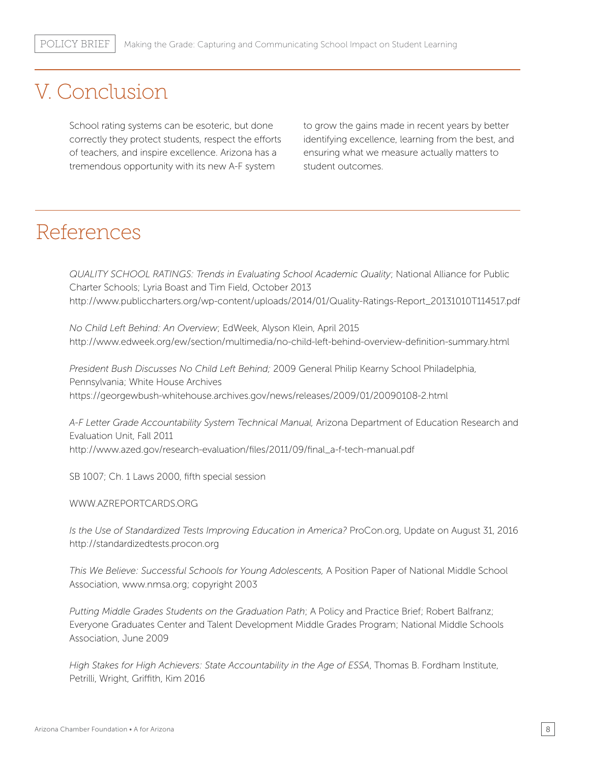# V. Conclusion

School rating systems can be esoteric, but done correctly they protect students, respect the efforts of teachers, and inspire excellence. Arizona has a tremendous opportunity with its new A-F system to grow the gains made in recent years by better identifying excellence, learning from the best, and ensuring what we measure actually matters to student outcomes.

# References

*QUALITY SCHOOL RATINGS: Trends in Evaluating School Academic Quality*; National Alliance for Public Charter Schools; Lyria Boast and Tim Field, October 2013
http://www.publiccharters.org/wp-content/uploads/2014/01/Quality-Ratings-Report_20131010T114517.pdf

*No Child Left Behind: An Overview*; EdWeek, Alyson Klein, April 2015
http://www.edweek.org/ew/section/multimedia/no-child-left-behind-overview-definition-summary.html

*President Bush Discusses No Child Left Behind;* 2009 General Philip Kearny School Philadelphia, Pennsylvania; White House Archives
https://georgewbush-whitehouse.archives.gov/news/releases/2009/01/20090108-2.html

*A-F Letter Grade Accountability System Technical Manual,* Arizona Department of Education Research and Evaluation Unit, Fall 2011
http://www.azed.gov/research-evaluation/files/2011/09/final_a-f-tech-manual.pdf

SB 1007; Ch. 1 Laws 2000, fifth special session

WWW.AZREPORTCARDS.ORG

*Is the Use of Standardized Tests Improving Education in America?* ProCon.org, Update on August 31, 2016
http://standardizedtests.procon.org

*This We Believe: Successful Schools for Young Adolescents,* A Position Paper of National Middle School Association, www.nmsa.org; copyright 2003

*Putting Middle Grades Students on the Graduation Path*; A Policy and Practice Brief; Robert Balfranz; Everyone Graduates Center and Talent Development Middle Grades Program; National Middle Schools Association, June 2009

*High Stakes for High Achievers: State Accountability in the Age of ESSA*, Thomas B. Fordham Institute, Petrilli, Wright, Griffith, Kim 2016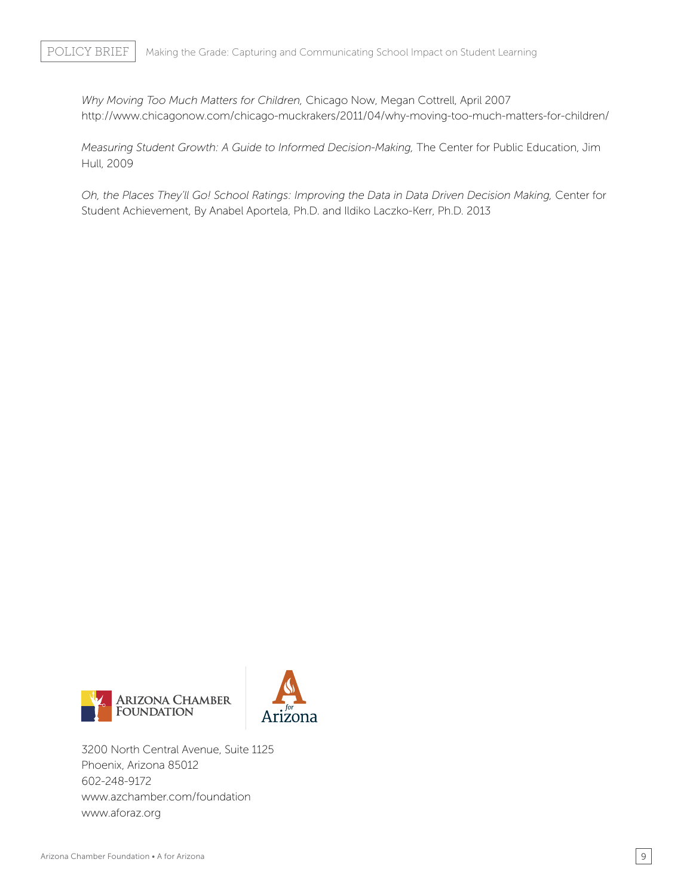*Why Moving Too Much Matters for Children,* Chicago Now, Megan Cottrell, April 2007 http://www.chicagonow.com/chicago-muckrakers/2011/04/why-moving-too-much-matters-for-children/

*Measuring Student Growth: A Guide to Informed Decision-Making,* The Center for Public Education, Jim Hull, 2009

*Oh, the Places They'll Go! School Ratings: Improving the Data in Data Driven Decision Making,* Center for Student Achievement, By Anabel Aportela, Ph.D. and Ildiko Laczko-Kerr, Ph.D. 2013

Arizona Chamber Foundation

A for Arizona

3200 North Central Avenue, Suite 1125
Phoenix, Arizona 85012
602-248-9172
www.azchamber.com/foundation
www.aforaz.org